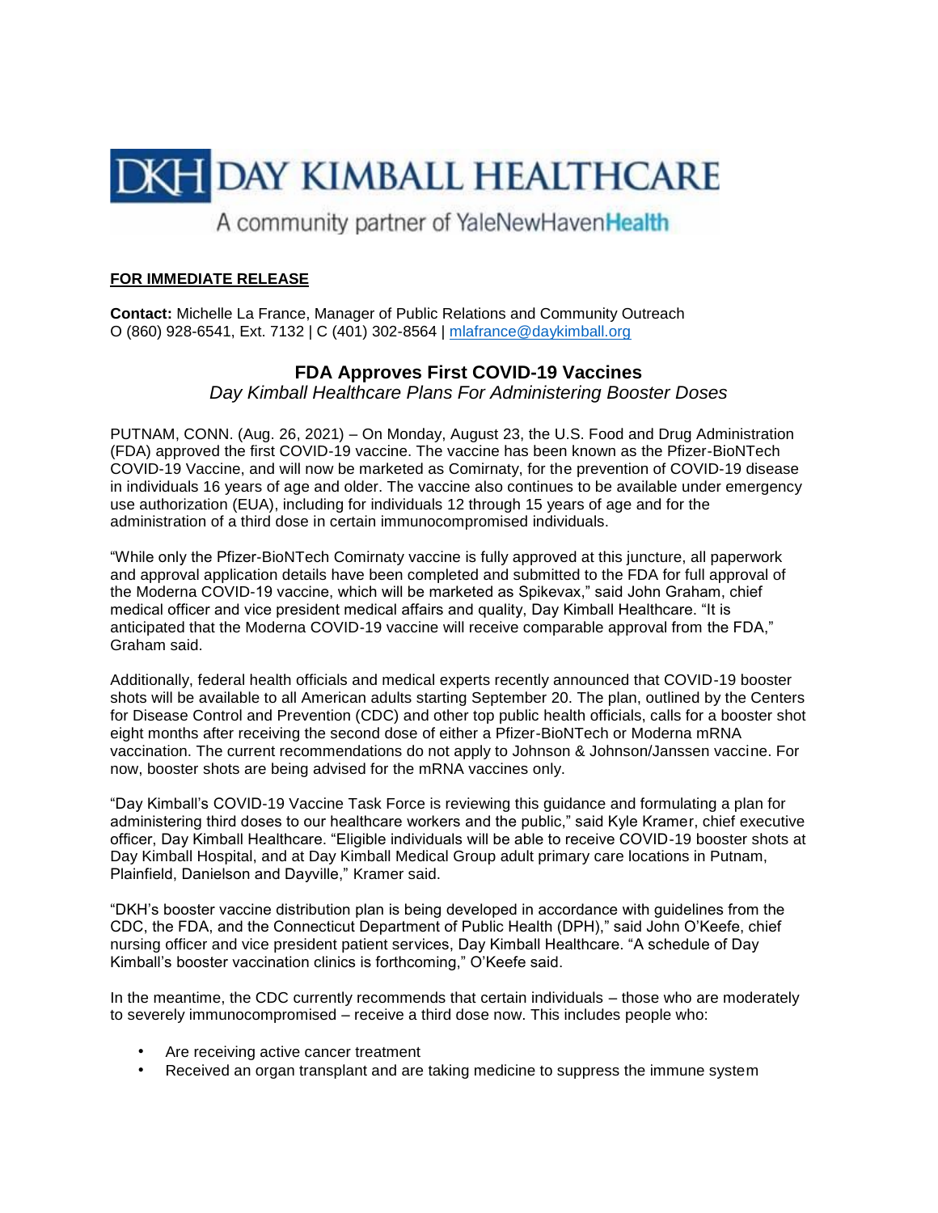DKH DAY KIMBALL HEALTHCARE

A community partner of YaleNewHavenHealth

**FOR IMMEDIATE RELEASE**

**Contact:** Michelle La France, Manager of Public Relations and Community Outreach
O (860) 928-6541, Ext. 7132 | C (401) 302-8564 | mlafrance@daykimball.org

## FDA Approves First COVID-19 Vaccines

*Day Kimball Healthcare Plans For Administering Booster Doses*

PUTNAM, CONN. (Aug. 26, 2021) – On Monday, August 23, the U.S. Food and Drug Administration (FDA) approved the first COVID-19 vaccine. The vaccine has been known as the Pfizer-BioNTech COVID-19 Vaccine, and will now be marketed as Comirnaty, for the prevention of COVID-19 disease in individuals 16 years of age and older. The vaccine also continues to be available under emergency use authorization (EUA), including for individuals 12 through 15 years of age and for the administration of a third dose in certain immunocompromised individuals.

"While only the Pfizer-BioNTech Comirnaty vaccine is fully approved at this juncture, all paperwork and approval application details have been completed and submitted to the FDA for full approval of the Moderna COVID-19 vaccine, which will be marketed as Spikevax," said John Graham, chief medical officer and vice president medical affairs and quality, Day Kimball Healthcare. "It is anticipated that the Moderna COVID-19 vaccine will receive comparable approval from the FDA," Graham said.

Additionally, federal health officials and medical experts recently announced that COVID-19 booster shots will be available to all American adults starting September 20. The plan, outlined by the Centers for Disease Control and Prevention (CDC) and other top public health officials, calls for a booster shot eight months after receiving the second dose of either a Pfizer-BioNTech or Moderna mRNA vaccination. The current recommendations do not apply to Johnson & Johnson/Janssen vaccine. For now, booster shots are being advised for the mRNA vaccines only.

"Day Kimball's COVID-19 Vaccine Task Force is reviewing this guidance and formulating a plan for administering third doses to our healthcare workers and the public," said Kyle Kramer, chief executive officer, Day Kimball Healthcare. "Eligible individuals will be able to receive COVID-19 booster shots at Day Kimball Hospital, and at Day Kimball Medical Group adult primary care locations in Putnam, Plainfield, Danielson and Dayville," Kramer said.

"DKH's booster vaccine distribution plan is being developed in accordance with guidelines from the CDC, the FDA, and the Connecticut Department of Public Health (DPH)," said John O'Keefe, chief nursing officer and vice president patient services, Day Kimball Healthcare. "A schedule of Day Kimball's booster vaccination clinics is forthcoming," O'Keefe said.

In the meantime, the CDC currently recommends that certain individuals – those who are moderately to severely immunocompromised – receive a third dose now. This includes people who:

- Are receiving active cancer treatment
- Received an organ transplant and are taking medicine to suppress the immune system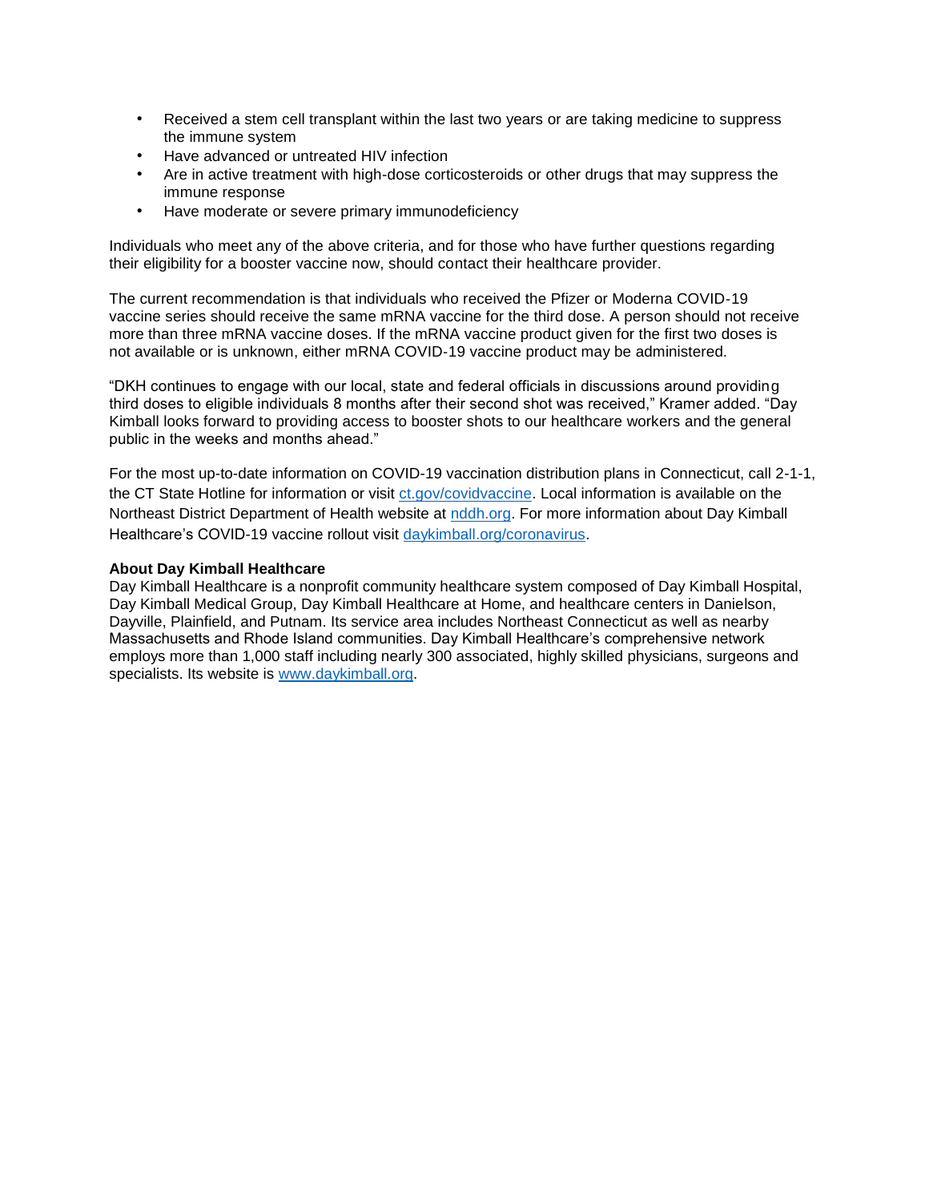- Received a stem cell transplant within the last two years or are taking medicine to suppress the immune system
- Have advanced or untreated HIV infection
- Are in active treatment with high-dose corticosteroids or other drugs that may suppress the immune response
- Have moderate or severe primary immunodeficiency

Individuals who meet any of the above criteria, and for those who have further questions regarding their eligibility for a booster vaccine now, should contact their healthcare provider.

The current recommendation is that individuals who received the Pfizer or Moderna COVID-19 vaccine series should receive the same mRNA vaccine for the third dose. A person should not receive more than three mRNA vaccine doses. If the mRNA vaccine product given for the first two doses is not available or is unknown, either mRNA COVID-19 vaccine product may be administered.

"DKH continues to engage with our local, state and federal officials in discussions around providing third doses to eligible individuals 8 months after their second shot was received," Kramer added. "Day Kimball looks forward to providing access to booster shots to our healthcare workers and the general public in the weeks and months ahead."

For the most up-to-date information on COVID-19 vaccination distribution plans in Connecticut, call 2-1-1, the CT State Hotline for information or visit [ct.gov/covidvaccine](ct.gov/covidvaccine). Local information is available on the Northeast District Department of Health website at [nddh.org](nddh.org). For more information about Day Kimball Healthcare's COVID-19 vaccine rollout visit [daykimball.org/coronavirus](daykimball.org/coronavirus).

**About Day Kimball Healthcare**
Day Kimball Healthcare is a nonprofit community healthcare system composed of Day Kimball Hospital, Day Kimball Medical Group, Day Kimball Healthcare at Home, and healthcare centers in Danielson, Dayville, Plainfield, and Putnam. Its service area includes Northeast Connecticut as well as nearby Massachusetts and Rhode Island communities. Day Kimball Healthcare's comprehensive network employs more than 1,000 staff including nearly 300 associated, highly skilled physicians, surgeons and specialists. Its website is [www.daykimball.org](www.daykimball.org).